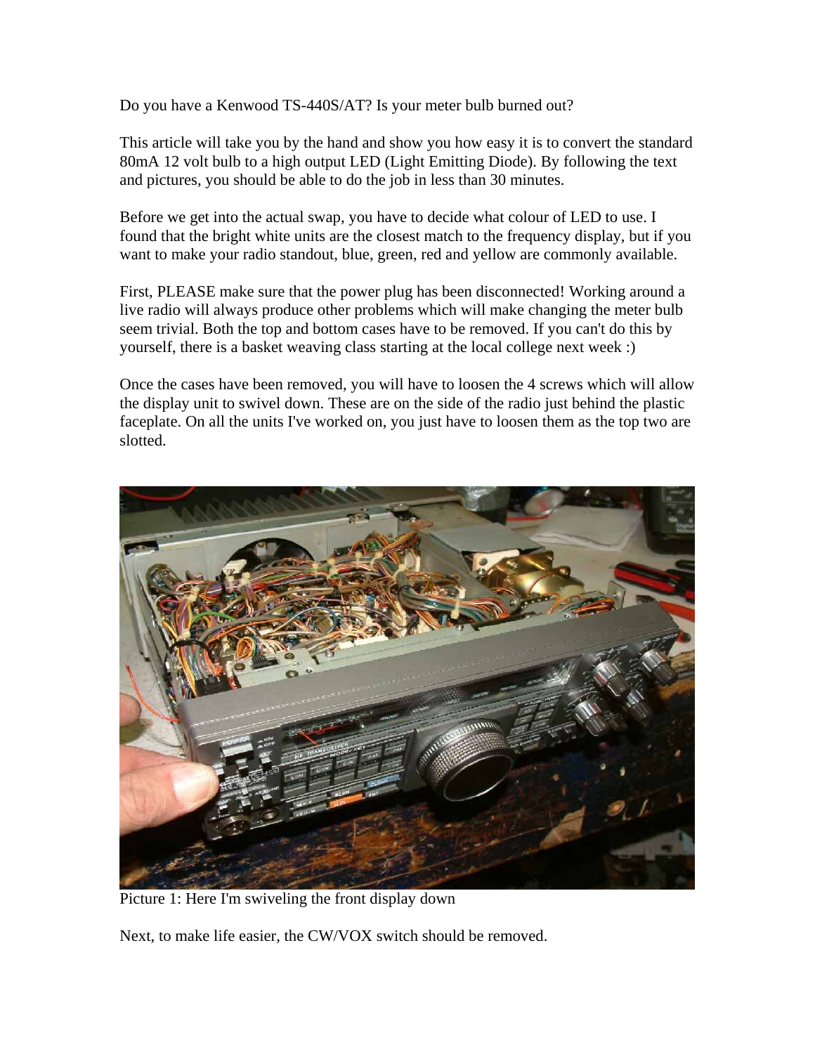Do you have a Kenwood TS-440S/AT? Is your meter bulb burned out?

This article will take you by the hand and show you how easy it is to convert the standard 80mA 12 volt bulb to a high output LED (Light Emitting Diode). By following the text and pictures, you should be able to do the job in less than 30 minutes.

Before we get into the actual swap, you have to decide what colour of LED to use. I found that the bright white units are the closest match to the frequency display, but if you want to make your radio standout, blue, green, red and yellow are commonly available.

First, PLEASE make sure that the power plug has been disconnected! Working around a live radio will always produce other problems which will make changing the meter bulb seem trivial. Both the top and bottom cases have to be removed. If you can't do this by yourself, there is a basket weaving class starting at the local college next week :)

Once the cases have been removed, you will have to loosen the 4 screws which will allow the display unit to swivel down. These are on the side of the radio just behind the plastic faceplate. On all the units I've worked on, you just have to loosen them as the top two are slotted.

Picture 1: Here I'm swiveling the front display down

Next, to make life easier, the CW/VOX switch should be removed.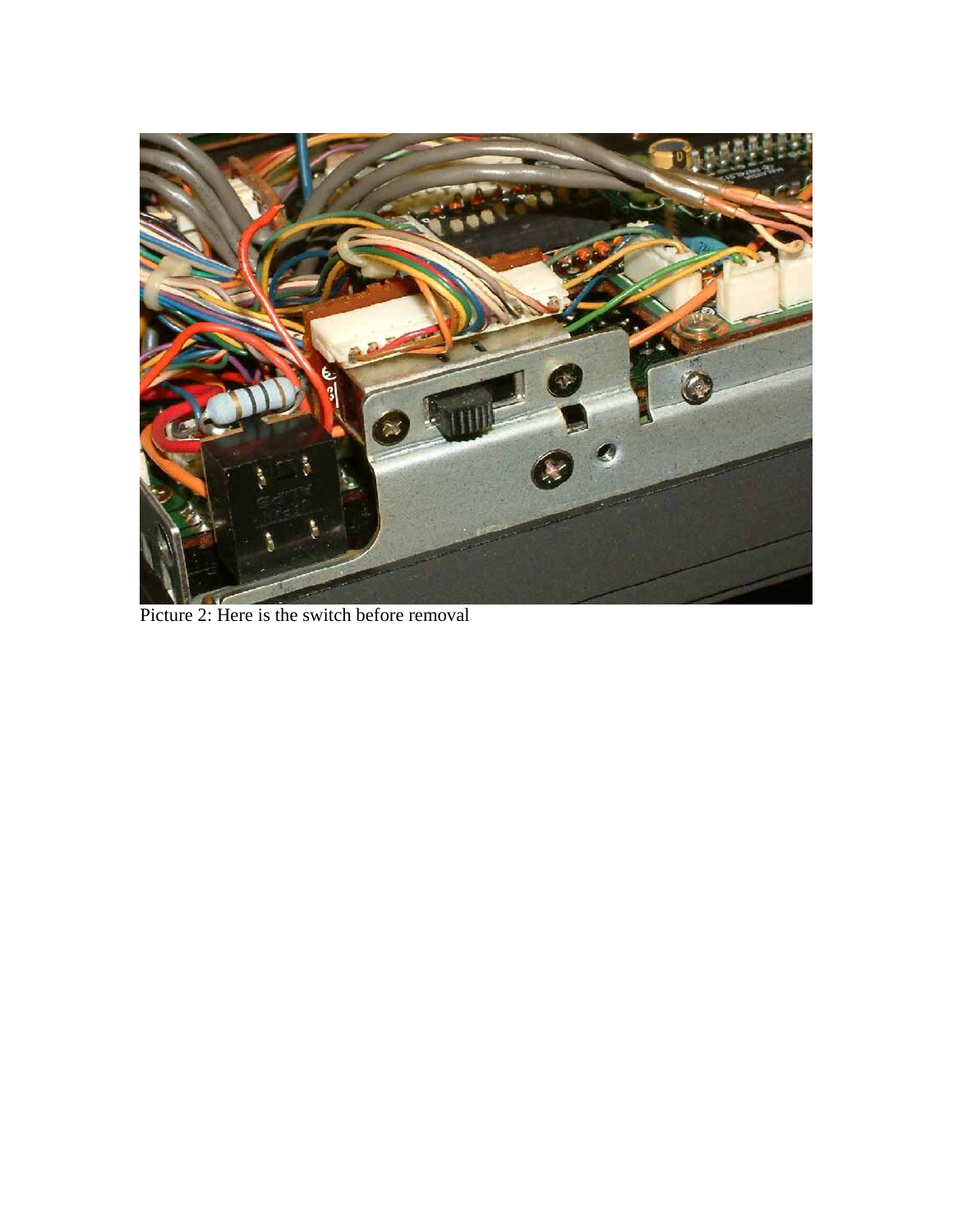Picture 2: Here is the switch before removal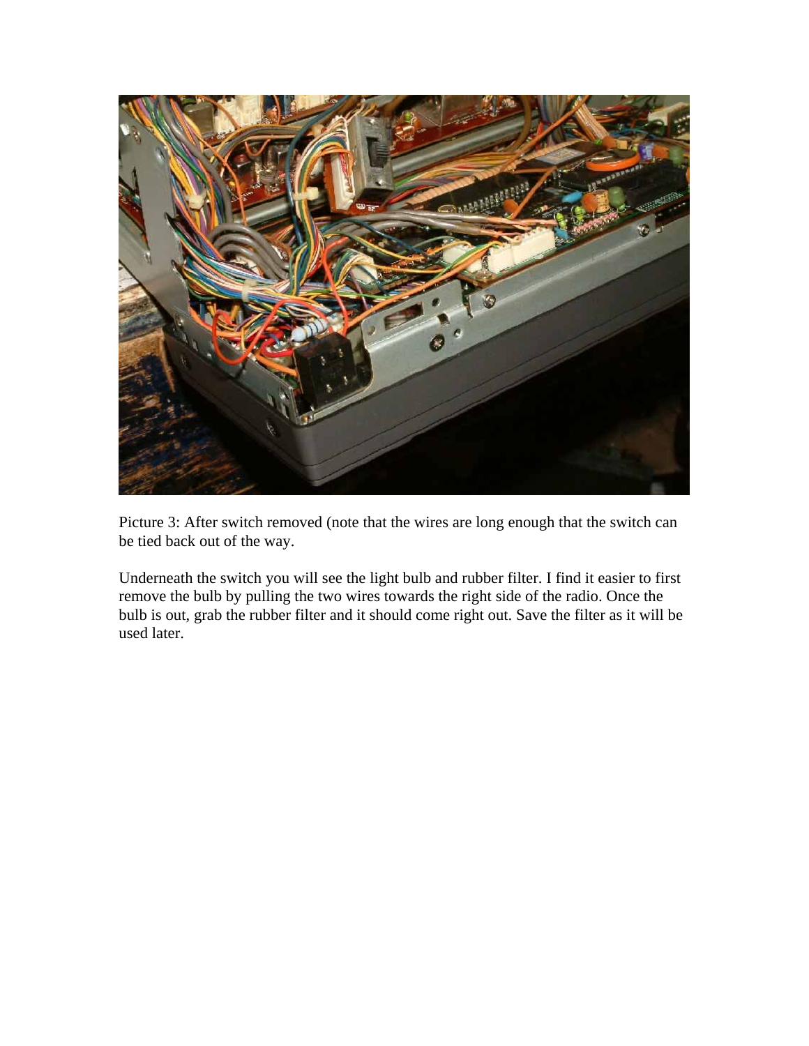Picture 3: After switch removed (note that the wires are long enough that the switch can be tied back out of the way.

Underneath the switch you will see the light bulb and rubber filter. I find it easier to first remove the bulb by pulling the two wires towards the right side of the radio. Once the bulb is out, grab the rubber filter and it should come right out. Save the filter as it will be used later.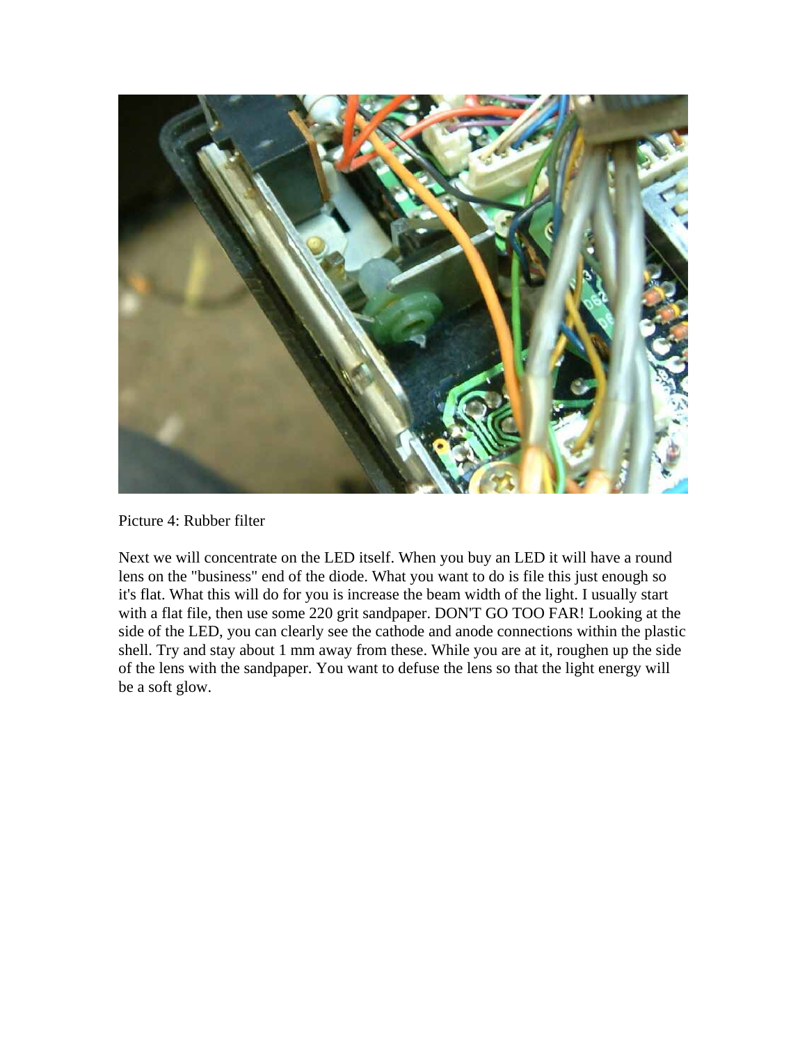Picture 4: Rubber filter

Next we will concentrate on the LED itself. When you buy an LED it will have a round lens on the "business" end of the diode. What you want to do is file this just enough so it's flat. What this will do for you is increase the beam width of the light. I usually start with a flat file, then use some 220 grit sandpaper. DON'T GO TOO FAR! Looking at the side of the LED, you can clearly see the cathode and anode connections within the plastic shell. Try and stay about 1 mm away from these. While you are at it, roughen up the side of the lens with the sandpaper. You want to defuse the lens so that the light energy will be a soft glow.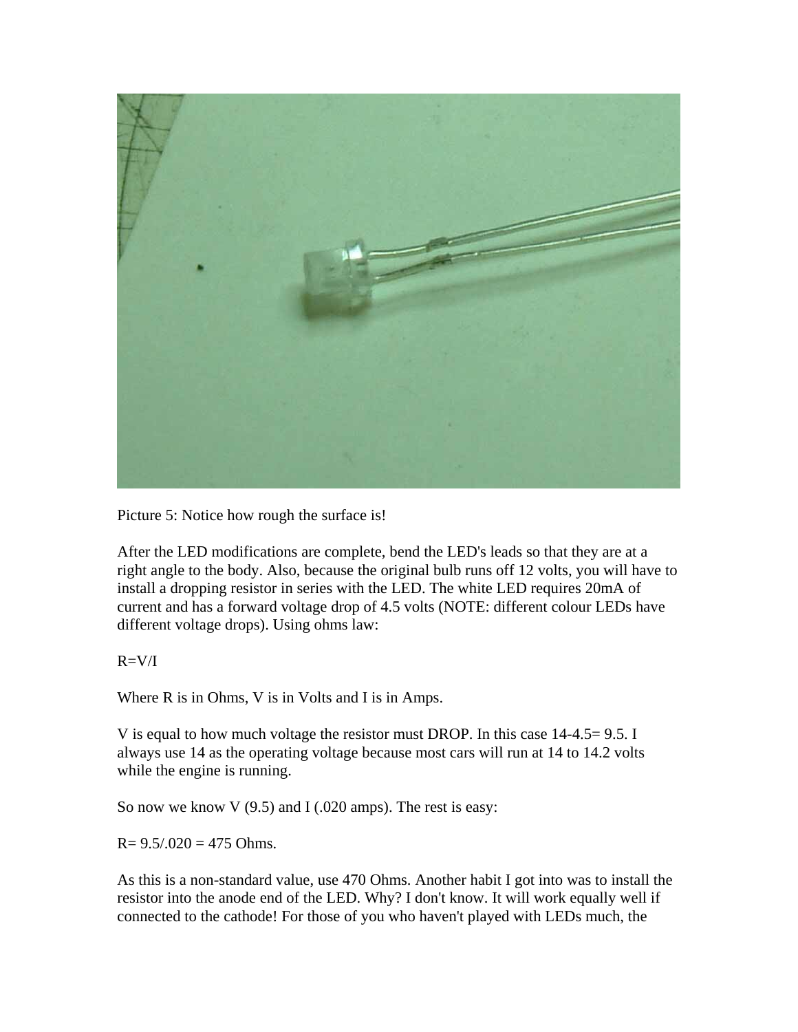Picture 5: Notice how rough the surface is!

After the LED modifications are complete, bend the LED's leads so that they are at a right angle to the body. Also, because the original bulb runs off 12 volts, you will have to install a dropping resistor in series with the LED. The white LED requires 20mA of current and has a forward voltage drop of 4.5 volts (NOTE: different colour LEDs have different voltage drops). Using ohms law:

$R=V/I$

Where R is in Ohms, V is in Volts and I is in Amps.

V is equal to how much voltage the resistor must DROP. In this case 14-4.5= 9.5. I always use 14 as the operating voltage because most cars will run at 14 to 14.2 volts while the engine is running.

So now we know V (9.5) and I (.020 amps). The rest is easy:

$R= 9.5/.020 = 475$ Ohms.

As this is a non-standard value, use 470 Ohms. Another habit I got into was to install the resistor into the anode end of the LED. Why? I don't know. It will work equally well if connected to the cathode! For those of you who haven't played with LEDs much, the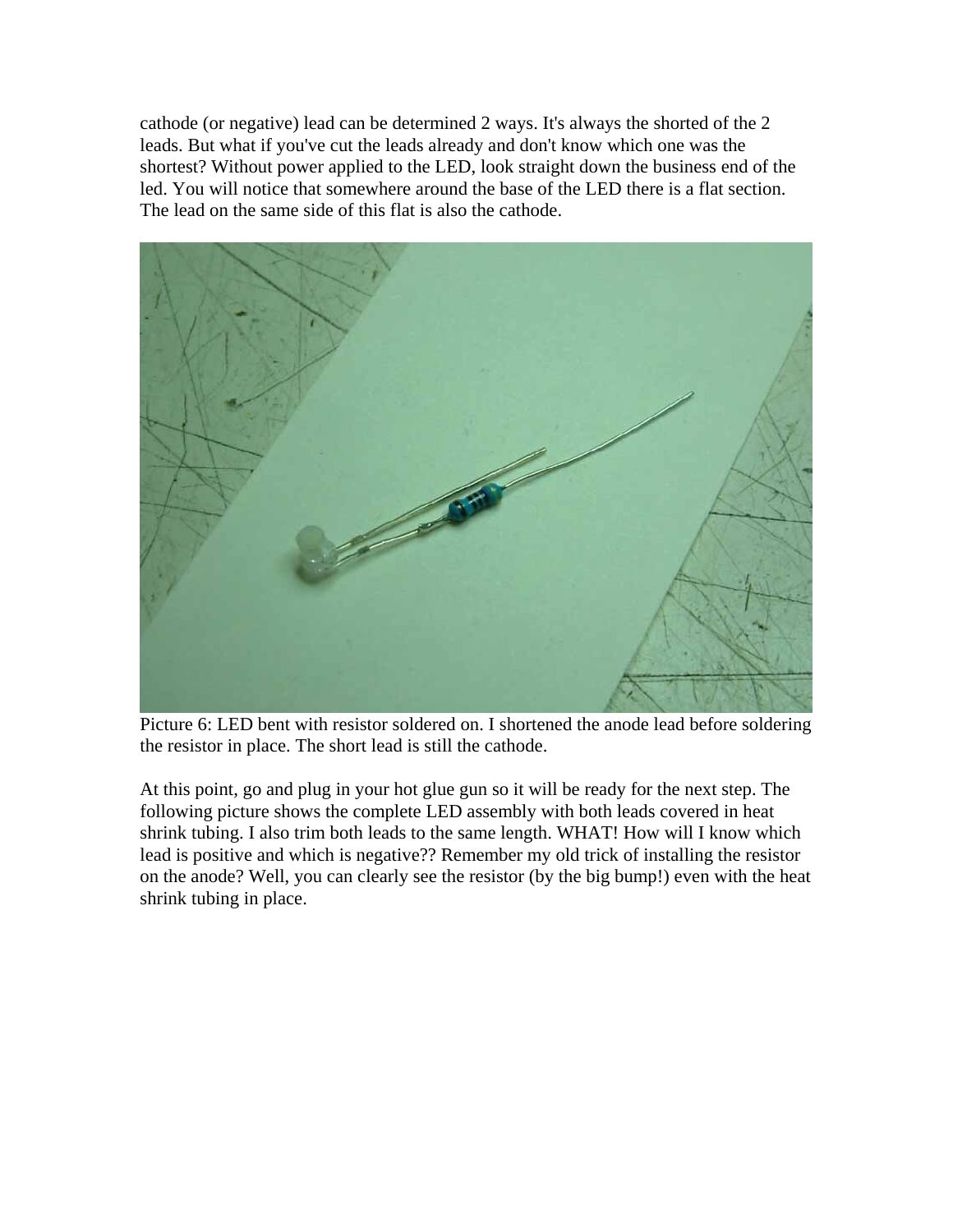cathode (or negative) lead can be determined 2 ways. It's always the shorted of the 2 leads. But what if you've cut the leads already and don't know which one was the shortest? Without power applied to the LED, look straight down the business end of the led. You will notice that somewhere around the base of the LED there is a flat section. The lead on the same side of this flat is also the cathode.

Picture 6: LED bent with resistor soldered on. I shortened the anode lead before soldering the resistor in place. The short lead is still the cathode.

At this point, go and plug in your hot glue gun so it will be ready for the next step. The following picture shows the complete LED assembly with both leads covered in heat shrink tubing. I also trim both leads to the same length. WHAT! How will I know which lead is positive and which is negative?? Remember my old trick of installing the resistor on the anode? Well, you can clearly see the resistor (by the big bump!) even with the heat shrink tubing in place.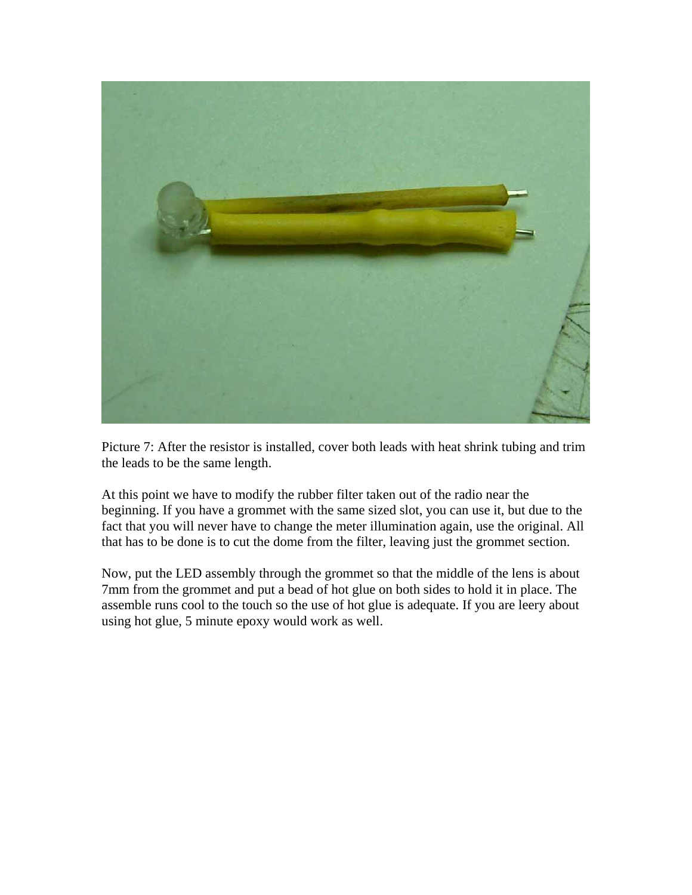Picture 7: After the resistor is installed, cover both leads with heat shrink tubing and trim the leads to be the same length.

At this point we have to modify the rubber filter taken out of the radio near the beginning. If you have a grommet with the same sized slot, you can use it, but due to the fact that you will never have to change the meter illumination again, use the original. All that has to be done is to cut the dome from the filter, leaving just the grommet section.

Now, put the LED assembly through the grommet so that the middle of the lens is about 7mm from the grommet and put a bead of hot glue on both sides to hold it in place. The assemble runs cool to the touch so the use of hot glue is adequate. If you are leery about using hot glue, 5 minute epoxy would work as well.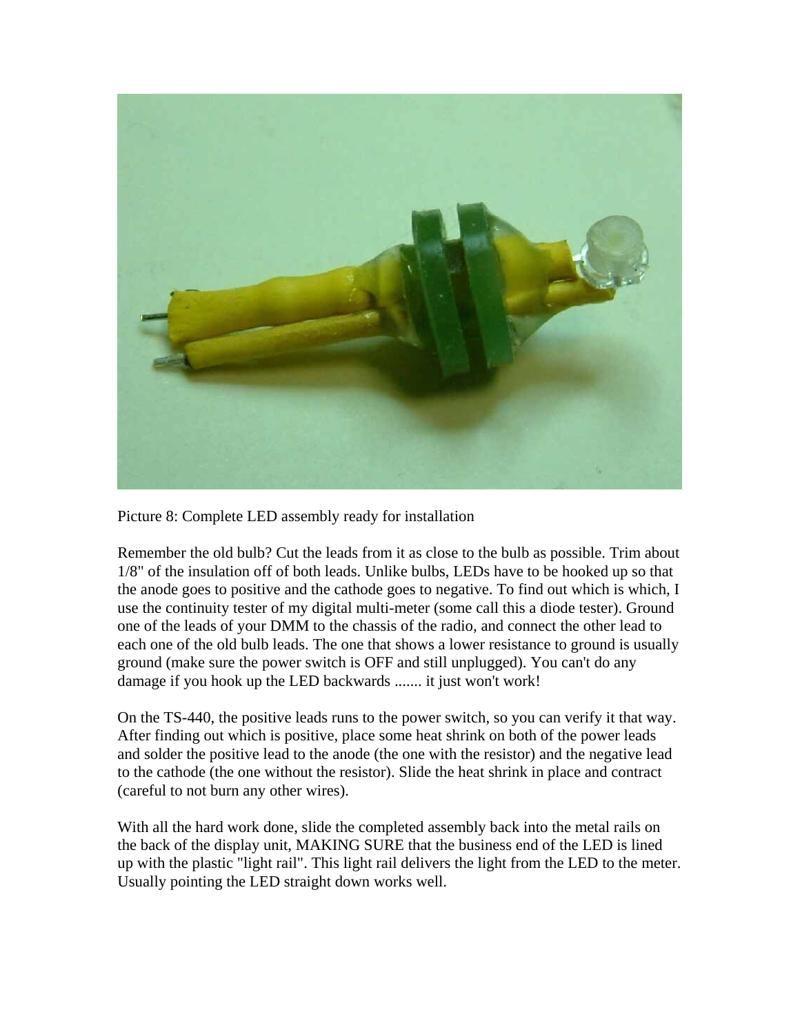Picture 8: Complete LED assembly ready for installation

Remember the old bulb? Cut the leads from it as close to the bulb as possible. Trim about 1/8" of the insulation off of both leads. Unlike bulbs, LEDs have to be hooked up so that the anode goes to positive and the cathode goes to negative. To find out which is which, I use the continuity tester of my digital multi-meter (some call this a diode tester). Ground one of the leads of your DMM to the chassis of the radio, and connect the other lead to each one of the old bulb leads. The one that shows a lower resistance to ground is usually ground (make sure the power switch is OFF and still unplugged). You can't do any damage if you hook up the LED backwards ....... it just won't work!

On the TS-440, the positive leads runs to the power switch, so you can verify it that way. After finding out which is positive, place some heat shrink on both of the power leads and solder the positive lead to the anode (the one with the resistor) and the negative lead to the cathode (the one without the resistor). Slide the heat shrink in place and contract (careful to not burn any other wires).

With all the hard work done, slide the completed assembly back into the metal rails on the back of the display unit, MAKING SURE that the business end of the LED is lined up with the plastic "light rail". This light rail delivers the light from the LED to the meter. Usually pointing the LED straight down works well.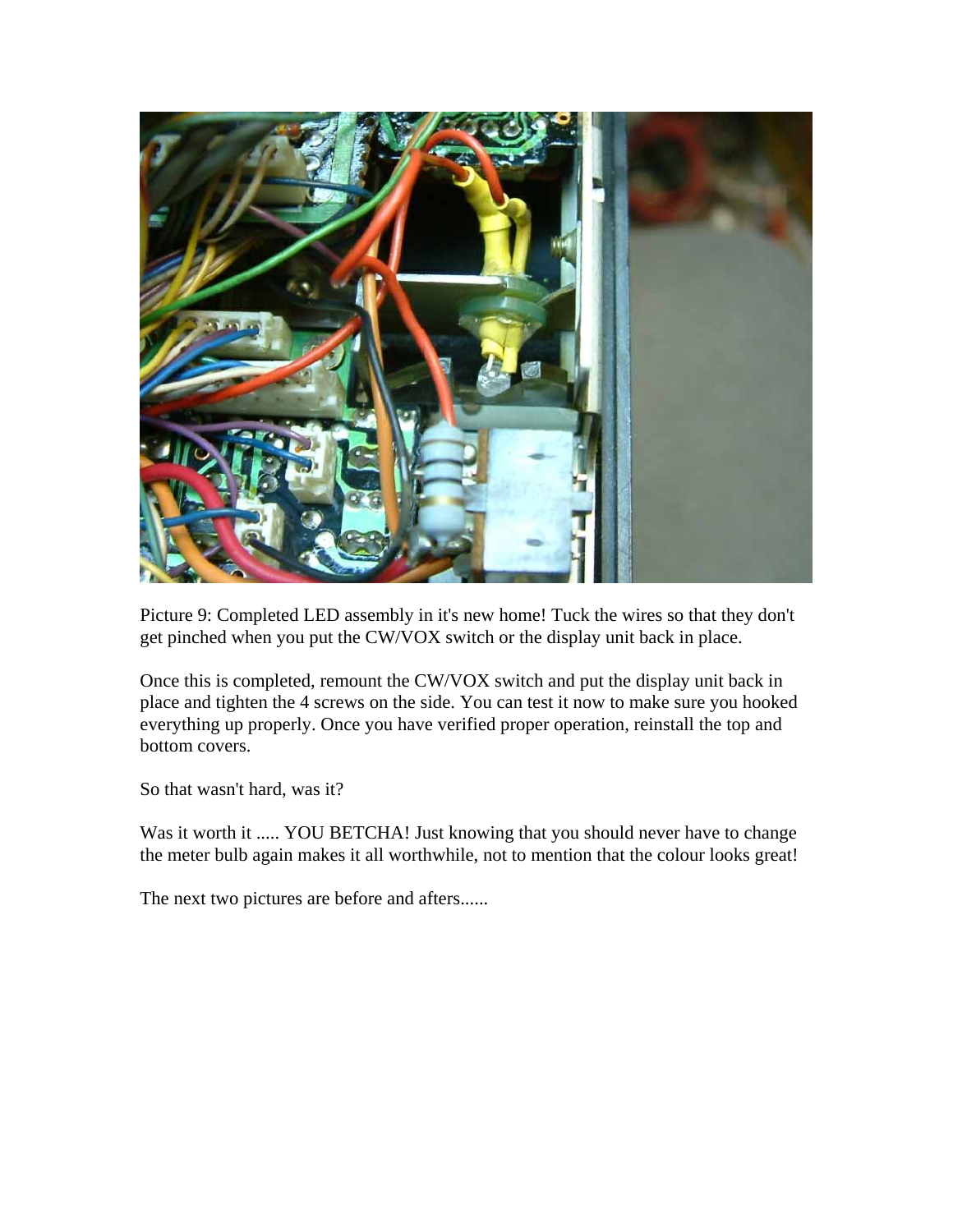Picture 9: Completed LED assembly in it's new home! Tuck the wires so that they don't get pinched when you put the CW/VOX switch or the display unit back in place.

Once this is completed, remount the CW/VOX switch and put the display unit back in place and tighten the 4 screws on the side. You can test it now to make sure you hooked everything up properly. Once you have verified proper operation, reinstall the top and bottom covers.

So that wasn't hard, was it?

Was it worth it ..... YOU BETCHA! Just knowing that you should never have to change the meter bulb again makes it all worthwhile, not to mention that the colour looks great!

The next two pictures are before and afters......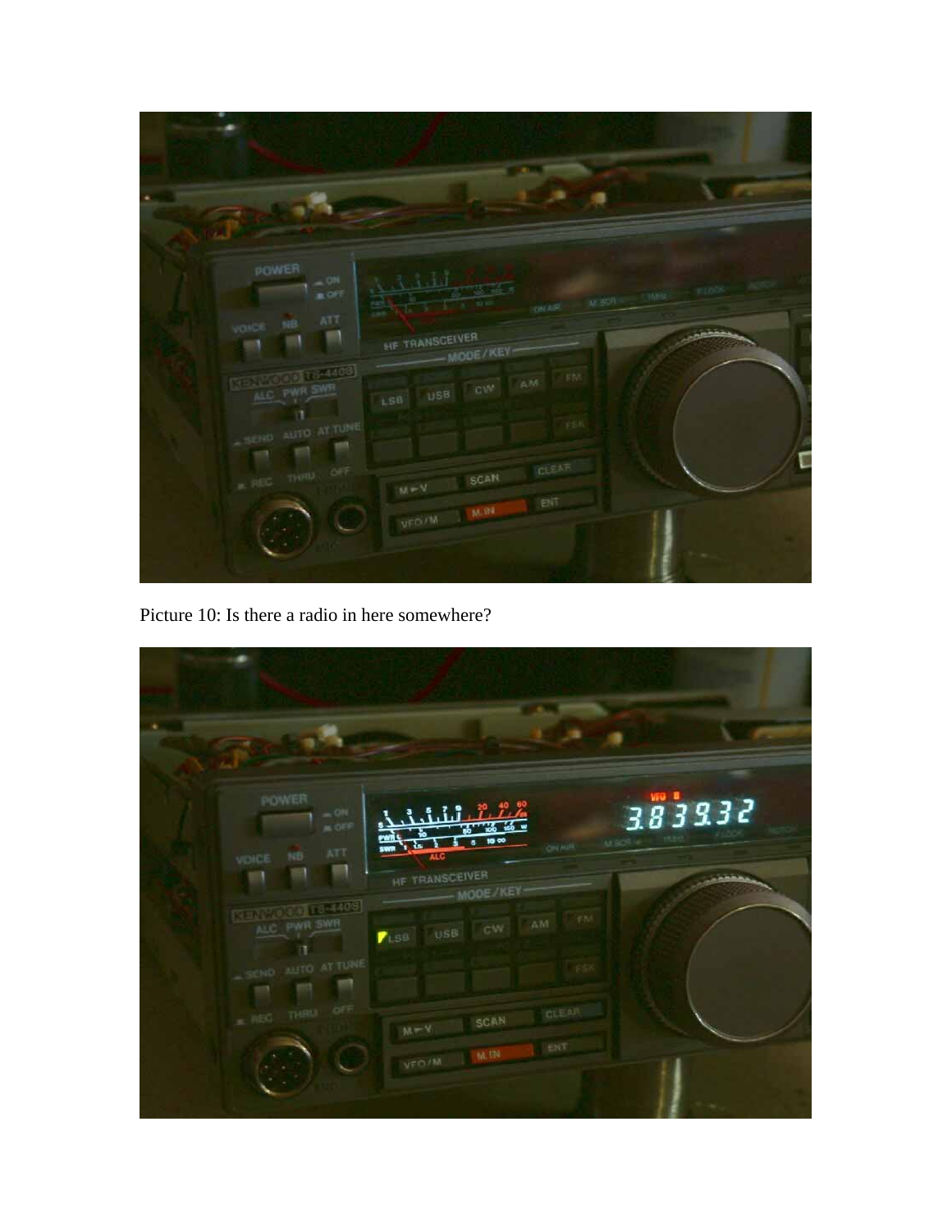Picture 10: Is there a radio in here somewhere?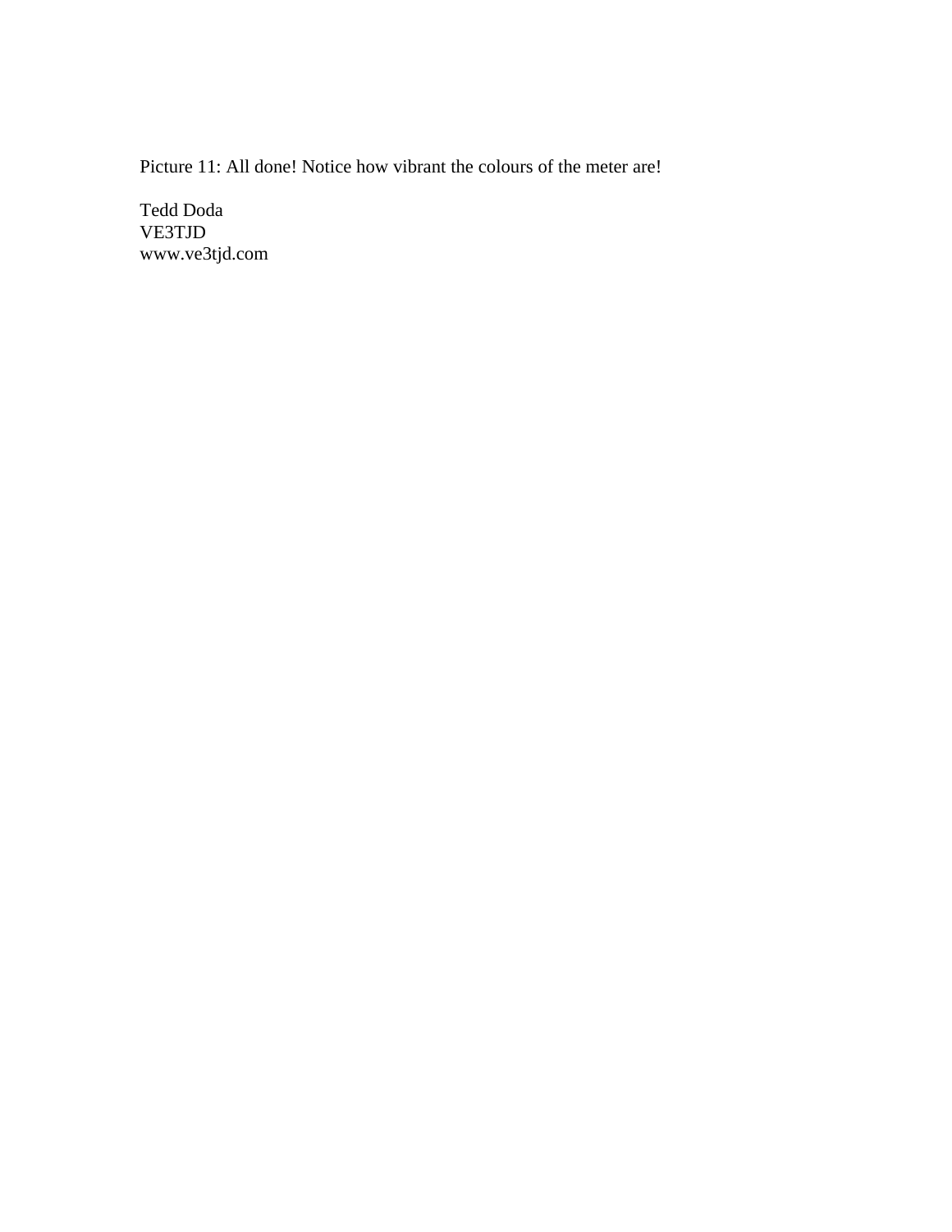Picture 11: All done! Notice how vibrant the colours of the meter are!

Tedd Doda
VE3TJD
www.ve3tjd.com